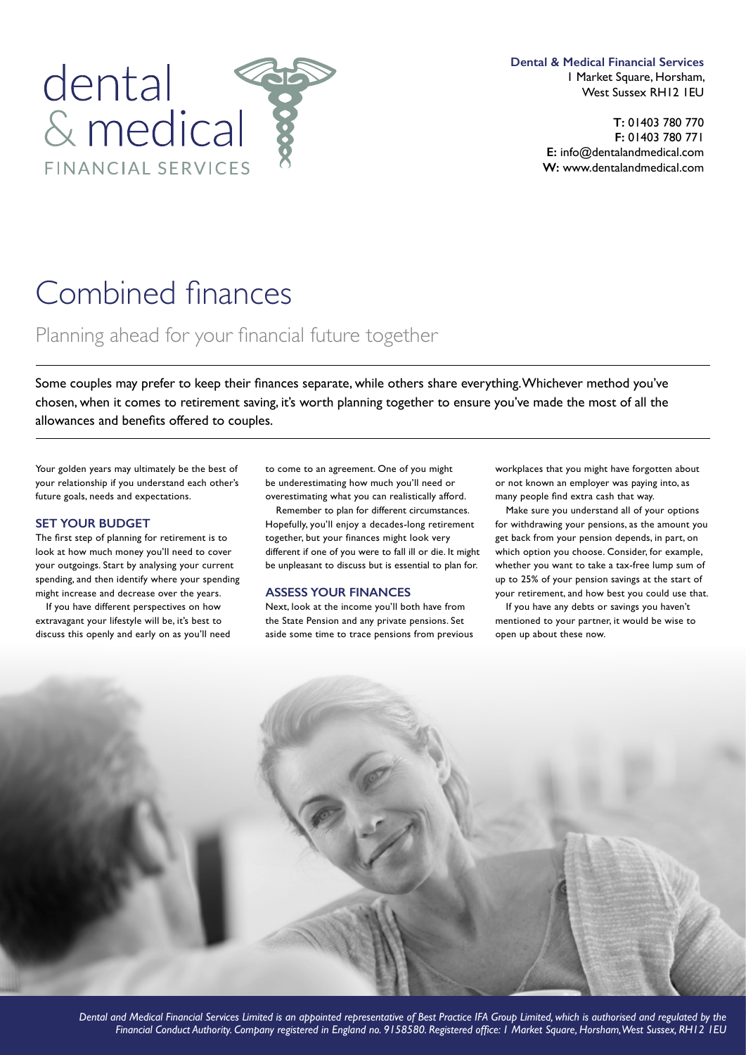dental & medical FINANCIAL SERVICES

**Dental & Medical Financial Services**
1 Market Square, Horsham,
West Sussex RH12 1EU

**T:** 01403 780 770
**F:** 01403 780 771
**E:** info@dentalandmedical.com
**W:** www.dentalandmedical.com

# Combined finances

## Planning ahead for your financial future together

Some couples may prefer to keep their finances separate, while others share everything. Whichever method you've chosen, when it comes to retirement saving, it's worth planning together to ensure you've made the most of all the allowances and benefits offered to couples.

Your golden years may ultimately be the best of your relationship if you understand each other's future goals, needs and expectations.

### SET YOUR BUDGET

The first step of planning for retirement is to look at how much money you'll need to cover your outgoings. Start by analysing your current spending, and then identify where your spending might increase and decrease over the years.

If you have different perspectives on how extravagant your lifestyle will be, it's best to discuss this openly and early on as you'll need to come to an agreement. One of you might be underestimating how much you'll need or overestimating what you can realistically afford.

Remember to plan for different circumstances. Hopefully, you'll enjoy a decades-long retirement together, but your finances might look very different if one of you were to fall ill or die. It might be unpleasant to discuss but is essential to plan for.

### ASSESS YOUR FINANCES

Next, look at the income you'll both have from the State Pension and any private pensions. Set aside some time to trace pensions from previous workplaces that you might have forgotten about or not known an employer was paying into, as many people find extra cash that way.

Make sure you understand all of your options for withdrawing your pensions, as the amount you get back from your pension depends, in part, on which option you choose. Consider, for example, whether you want to take a tax-free lump sum of up to 25% of your pension savings at the start of your retirement, and how best you could use that.

If you have any debts or savings you haven't mentioned to your partner, it would be wise to open up about these now.

*Dental and Medical Financial Services Limited is an appointed representative of Best Practice IFA Group Limited, which is authorised and regulated by the Financial Conduct Authority. Company registered in England no. 9158580. Registered office: 1 Market Square, Horsham, West Sussex, RH12 1EU*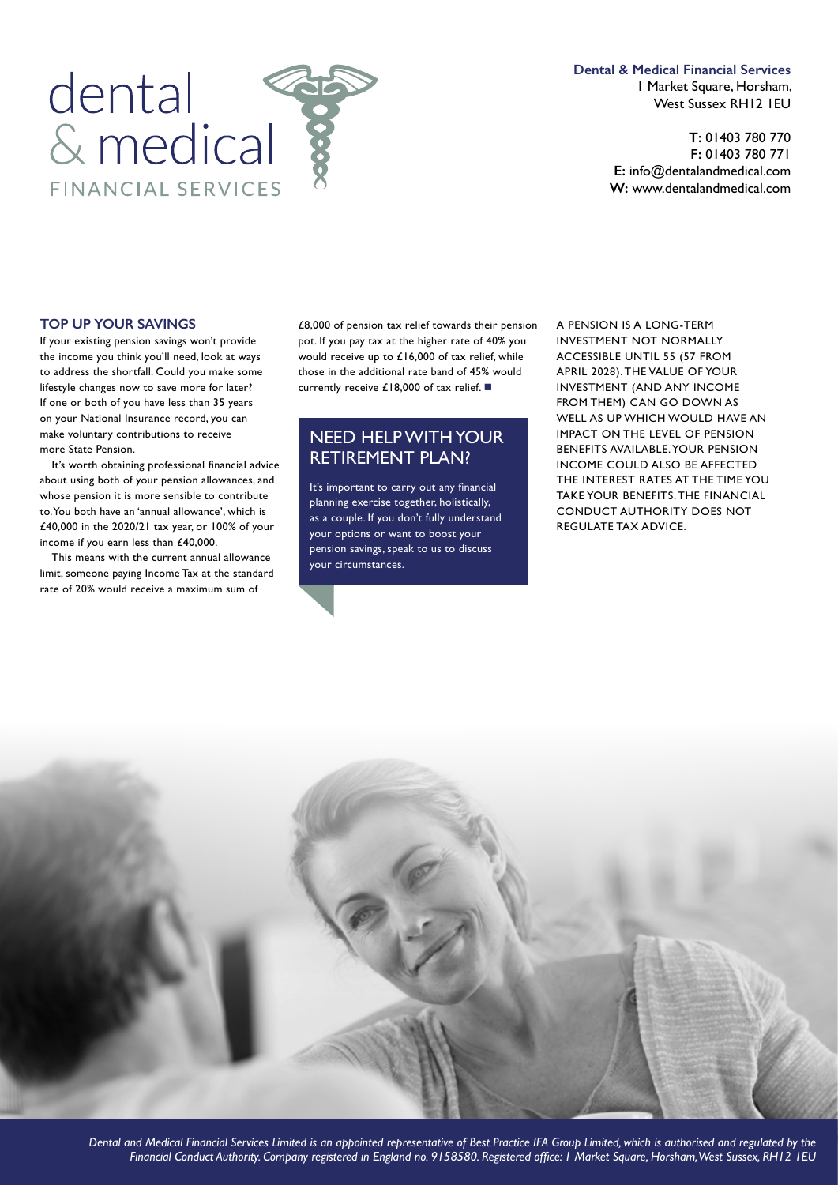dental
& medical
FINANCIAL SERVICES

**Dental & Medical Financial Services**
1 Market Square, Horsham,
West Sussex RH12 1EU

**T:** 01403 780 770
**F:** 01403 780 771
**E:** info@dentalandmedical.com
**W:** www.dentalandmedical.com

### TOP UP YOUR SAVINGS

If your existing pension savings won't provide the income you think you'll need, look at ways to address the shortfall. Could you make some lifestyle changes now to save more for later? If one or both of you have less than 35 years on your National Insurance record, you can make voluntary contributions to receive more State Pension.

It's worth obtaining professional financial advice about using both of your pension allowances, and whose pension it is more sensible to contribute to. You both have an 'annual allowance', which is £40,000 in the 2020/21 tax year, or 100% of your income if you earn less than £40,000.

This means with the current annual allowance limit, someone paying Income Tax at the standard rate of 20% would receive a maximum sum of £8,000 of pension tax relief towards their pension pot. If you pay tax at the higher rate of 40% you would receive up to £16,000 of tax relief, while those in the additional rate band of 45% would currently receive £18,000 of tax relief. ■

## NEED HELP WITH YOUR RETIREMENT PLAN?

It's important to carry out any financial planning exercise together, holistically, as a couple. If you don't fully understand your pension savings, speak to us to discuss your options or want to boost your circumstances.

A PENSION IS A LONG-TERM INVESTMENT NOT NORMALLY ACCESSIBLE UNTIL 55 (57 FROM APRIL 2028). THE VALUE OF YOUR INVESTMENT (AND ANY INCOME FROM THEM) CAN GO DOWN AS WELL AS UP WHICH WOULD HAVE AN IMPACT ON THE LEVEL OF PENSION BENEFITS AVAILABLE. YOUR PENSION INCOME COULD ALSO BE AFFECTED THE INTEREST RATES AT THE TIME YOU TAKE YOUR BENEFITS. THE FINANCIAL CONDUCT AUTHORITY DOES NOT REGULATE TAX ADVICE.

*Dental and Medical Financial Services Limited is an appointed representative of Best Practice IFA Group Limited, which is authorised and regulated by the Financial Conduct Authority. Company registered in England no. 9158580. Registered office: 1 Market Square, Horsham, West Sussex, RH12 1EU*